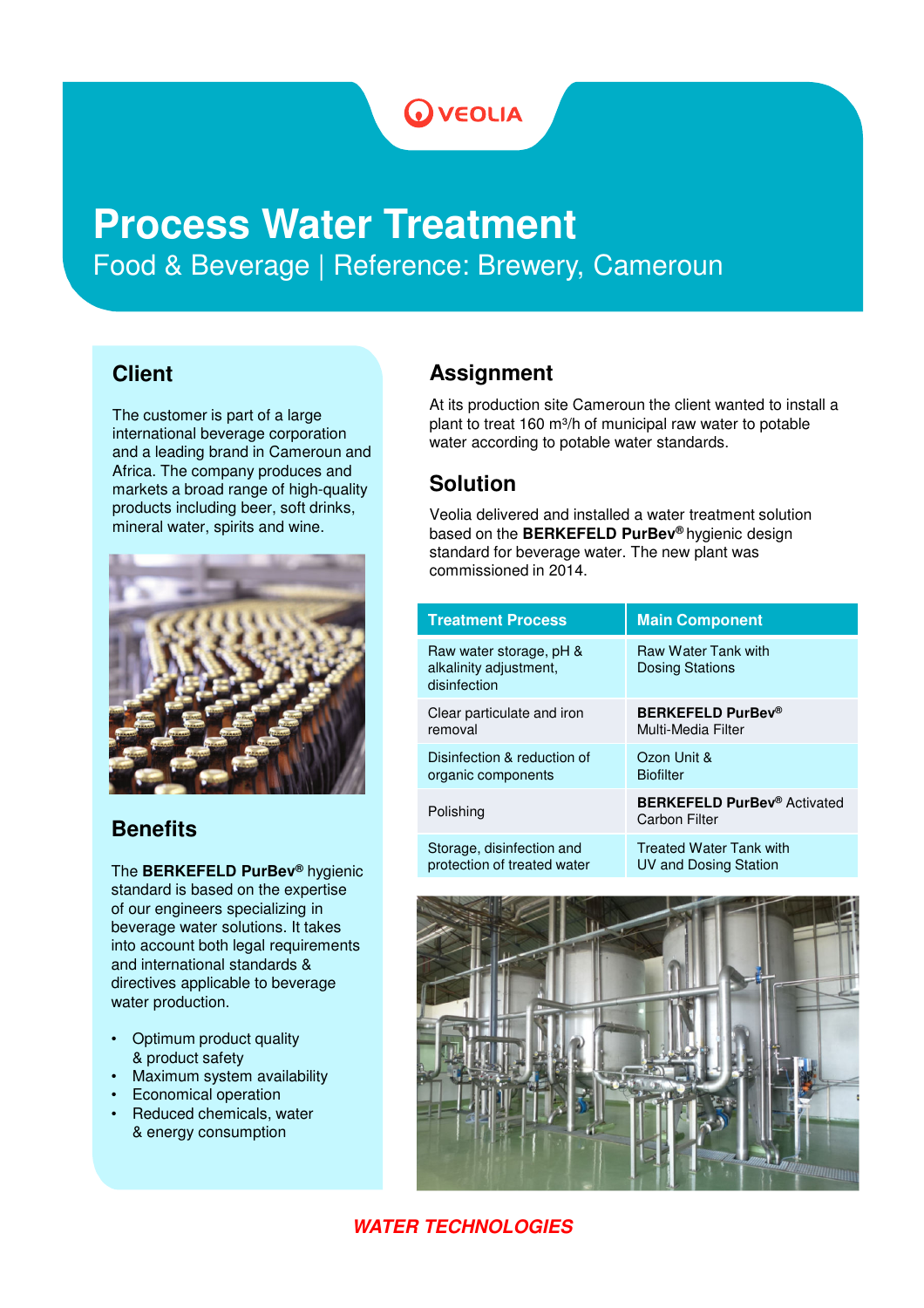VEOLIA

# Process Water Treatment

Food & Beverage | Reference: Brewery, Cameroun

## Client

The customer is part of a large international beverage corporation and a leading brand in Cameroun and Africa. The company produces and markets a broad range of high-quality products including beer, soft drinks, mineral water, spirits and wine.

## Benefits

The **BERKEFELD PurBev®** hygienic standard is based on the expertise of our engineers specializing in beverage water solutions. It takes into account both legal requirements and international standards & directives applicable to beverage water production.

- Optimum product quality & product safety
- Maximum system availability
- Economical operation
- Reduced chemicals, water & energy consumption

## Assignment

At its production site Cameroun the client wanted to install a plant to treat 160 $m^3/h$ of municipal raw water to potable water according to potable water standards.

## Solution

Veolia delivered and installed a water treatment solution based on the **BERKEFELD PurBev®** hygienic design standard for beverage water. The new plant was commissioned in 2014.

| Treatment Process | Main Component |
|---|---|
| Raw water storage, pH & alkalinity adjustment, disinfection | Raw Water Tank with Dosing Stations |
| Clear particulate and iron removal | **BERKEFELD PurBev®** Multi-Media Filter |
| Disinfection & reduction of organic components | Ozon Unit & Biofilter |
| Polishing | **BERKEFELD PurBev®** Activated Carbon Filter |
| Storage, disinfection and protection of treated water | Treated Water Tank with UV and Dosing Station |

***WATER TECHNOLOGIES***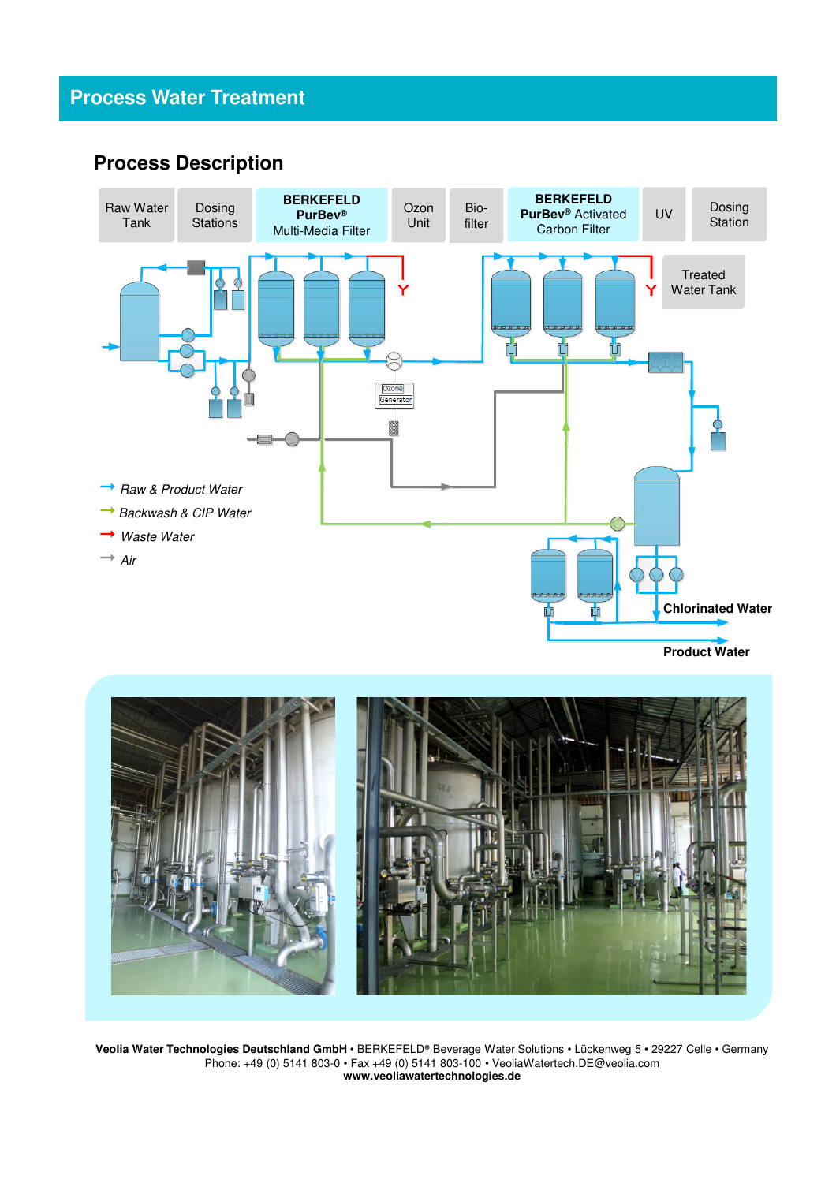# Process Water Treatment

## Process Description

Raw Water Tank

Dosing Stations

**BERKEFELD PurBev®** Multi-Media Filter

Ozon Unit

Bio-filter

**BERKEFELD PurBev®** Activated Carbon Filter

UV

Dosing Station

Treated Water Tank

Ozone Generator

*Raw & Product Water*

*Backwash & CIP Water*

*Waste Water*

*Air*

**Chlorinated Water**

**Product Water**

**Veolia Water Technologies Deutschland GmbH** • BERKEFELD® Beverage Water Solutions • Lückenweg 5 • 29227 Celle • Germany
Phone: +49 (0) 5141 803-0 • Fax +49 (0) 5141 803-100 • VeoliaWatertech.DE@veolia.com
**www.veoliawatertechnologies.de**